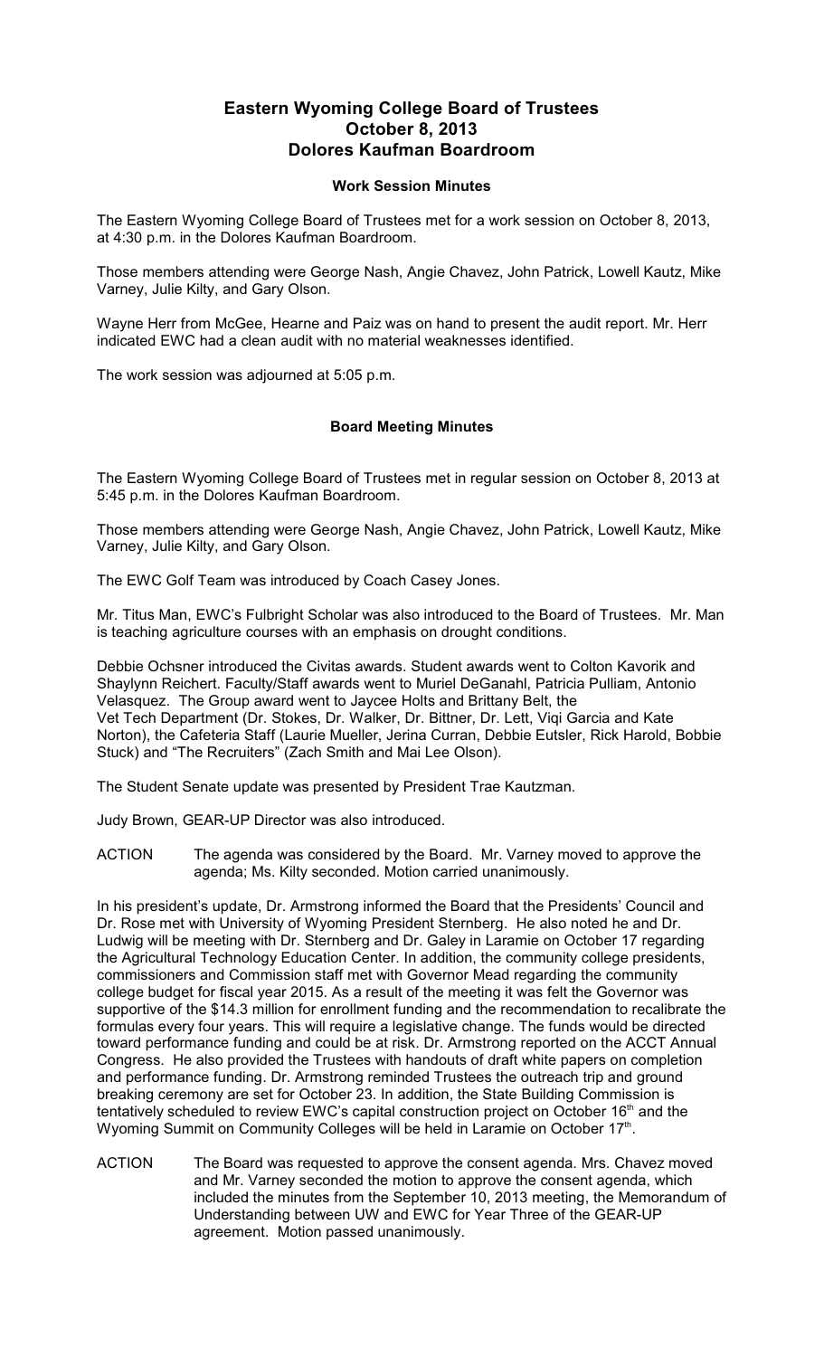# Eastern Wyoming College Board of Trustees
# October 8, 2013
# Dolores Kaufman Boardroom

### Work Session Minutes

The Eastern Wyoming College Board of Trustees met for a work session on October 8, 2013, at 4:30 p.m. in the Dolores Kaufman Boardroom.

Those members attending were George Nash, Angie Chavez, John Patrick, Lowell Kautz, Mike Varney, Julie Kilty, and Gary Olson.

Wayne Herr from McGee, Hearne and Paiz was on hand to present the audit report. Mr. Herr indicated EWC had a clean audit with no material weaknesses identified.

The work session was adjourned at 5:05 p.m.

### Board Meeting Minutes

The Eastern Wyoming College Board of Trustees met in regular session on October 8, 2013 at 5:45 p.m. in the Dolores Kaufman Boardroom.

Those members attending were George Nash, Angie Chavez, John Patrick, Lowell Kautz, Mike Varney, Julie Kilty, and Gary Olson.

The EWC Golf Team was introduced by Coach Casey Jones.

Mr. Titus Man, EWC's Fulbright Scholar was also introduced to the Board of Trustees. Mr. Man is teaching agriculture courses with an emphasis on drought conditions.

Debbie Ochsner introduced the Civitas awards. Student awards went to Colton Kavorik and Shaylynn Reichert. Faculty/Staff awards went to Muriel DeGanahl, Patricia Pulliam, Antonio Velasquez. The Group award went to Jaycee Holts and Brittany Belt, the Vet Tech Department (Dr. Stokes, Dr. Walker, Dr. Bittner, Dr. Lett, Viqi Garcia and Kate Norton), the Cafeteria Staff (Laurie Mueller, Jerina Curran, Debbie Eutsler, Rick Harold, Bobbie Stuck) and "The Recruiters" (Zach Smith and Mai Lee Olson).

The Student Senate update was presented by President Trae Kautzman.

Judy Brown, GEAR-UP Director was also introduced.

ACTION The agenda was considered by the Board. Mr. Varney moved to approve the agenda; Ms. Kilty seconded. Motion carried unanimously.

In his president's update, Dr. Armstrong informed the Board that the Presidents' Council and Dr. Rose met with University of Wyoming President Sternberg. He also noted he and Dr. Ludwig will be meeting with Dr. Sternberg and Dr. Galey in Laramie on October 17 regarding the Agricultural Technology Education Center. In addition, the community college presidents, commissioners and Commission staff met with Governor Mead regarding the community college budget for fiscal year 2015. As a result of the meeting it was felt the Governor was supportive of the $14.3 million for enrollment funding and the recommendation to recalibrate the formulas every four years. This will require a legislative change. The funds would be directed toward performance funding and could be at risk. Dr. Armstrong reported on the ACCT Annual Congress. He also provided the Trustees with handouts of draft white papers on completion and performance funding. Dr. Armstrong reminded Trustees the outreach trip and ground breaking ceremony are set for October 23. In addition, the State Building Commission is tentatively scheduled to review EWC's capital construction project on October 16th and the Wyoming Summit on Community Colleges will be held in Laramie on October 17th.

ACTION The Board was requested to approve the consent agenda. Mrs. Chavez moved and Mr. Varney seconded the motion to approve the consent agenda, which included the minutes from the September 10, 2013 meeting, the Memorandum of Understanding between UW and EWC for Year Three of the GEAR-UP agreement. Motion passed unanimously.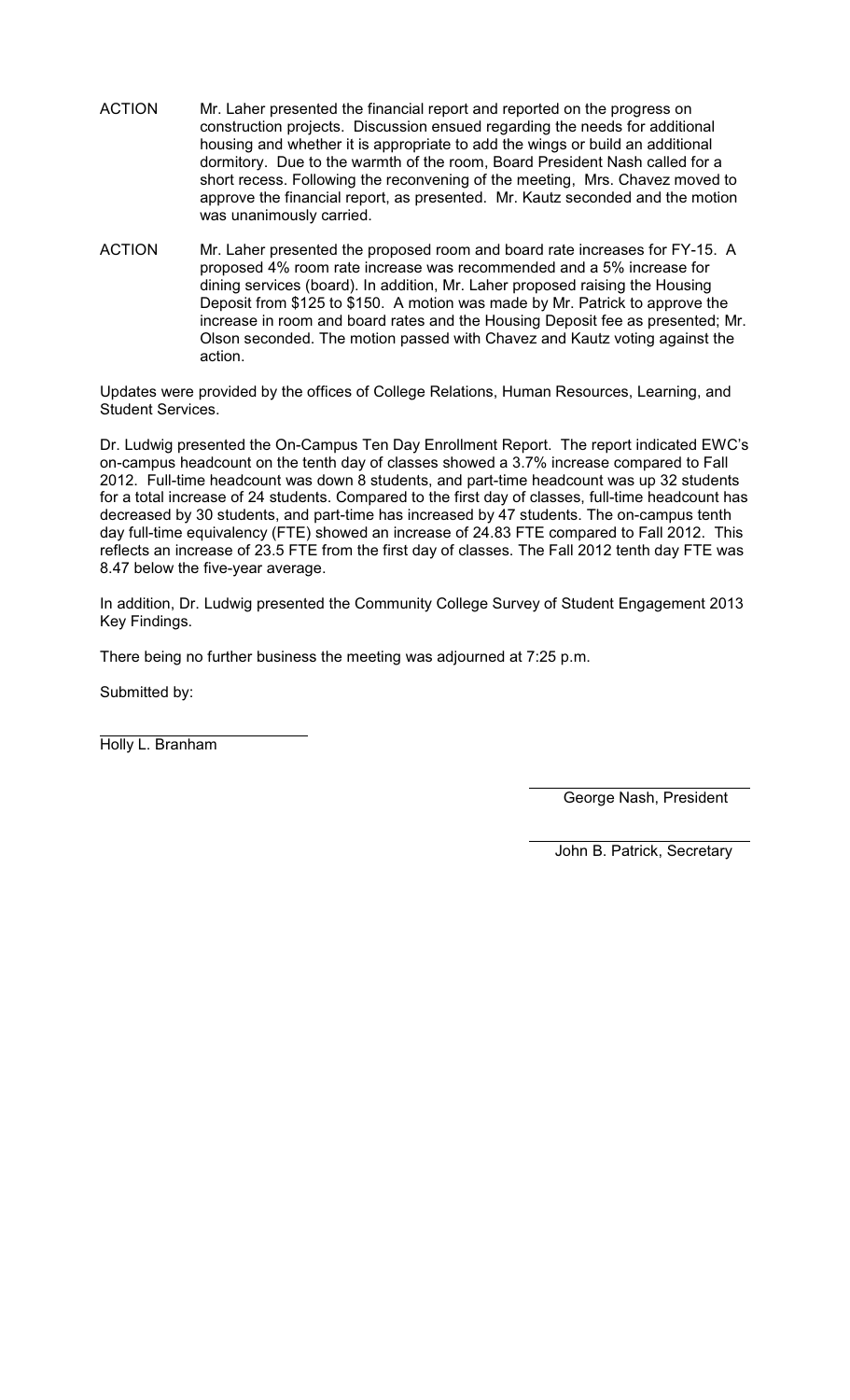ACTION Mr. Laher presented the financial report and reported on the progress on construction projects. Discussion ensued regarding the needs for additional housing and whether it is appropriate to add the wings or build an additional dormitory. Due to the warmth of the room, Board President Nash called for a short recess. Following the reconvening of the meeting, Mrs. Chavez moved to approve the financial report, as presented. Mr. Kautz seconded and the motion was unanimously carried.

ACTION Mr. Laher presented the proposed room and board rate increases for FY-15. A proposed 4% room rate increase was recommended and a 5% increase for dining services (board). In addition, Mr. Laher proposed raising the Housing Deposit from $125 to $150. A motion was made by Mr. Patrick to approve the increase in room and board rates and the Housing Deposit fee as presented; Mr. Olson seconded. The motion passed with Chavez and Kautz voting against the action.

Updates were provided by the offices of College Relations, Human Resources, Learning, and Student Services.

Dr. Ludwig presented the On-Campus Ten Day Enrollment Report. The report indicated EWC's on-campus headcount on the tenth day of classes showed a 3.7% increase compared to Fall 2012. Full-time headcount was down 8 students, and part-time headcount was up 32 students for a total increase of 24 students. Compared to the first day of classes, full-time headcount has decreased by 30 students, and part-time has increased by 47 students. The on-campus tenth day full-time equivalency (FTE) showed an increase of 24.83 FTE compared to Fall 2012. This reflects an increase of 23.5 FTE from the first day of classes. The Fall 2012 tenth day FTE was 8.47 below the five-year average.

In addition, Dr. Ludwig presented the Community College Survey of Student Engagement 2013 Key Findings.

There being no further business the meeting was adjourned at 7:25 p.m.

Submitted by:

Holly L. Branham

George Nash, President

John B. Patrick, Secretary